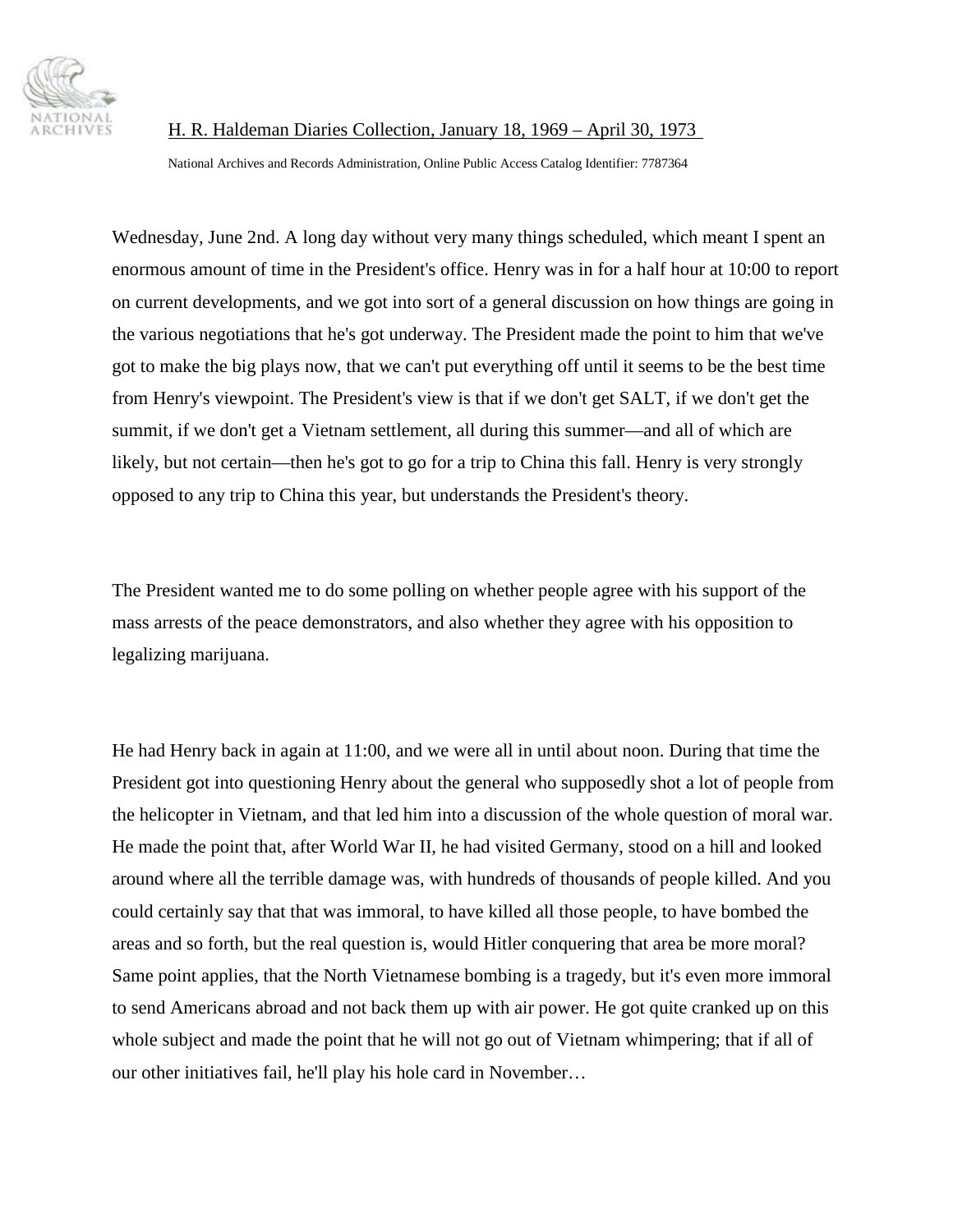H. R. Haldeman Diaries Collection, January 18, 1969 – April 30, 1973

National Archives and Records Administration, Online Public Access Catalog Identifier: 7787364

Wednesday, June 2nd. A long day without very many things scheduled, which meant I spent an enormous amount of time in the President's office. Henry was in for a half hour at 10:00 to report on current developments, and we got into sort of a general discussion on how things are going in the various negotiations that he's got underway. The President made the point to him that we've got to make the big plays now, that we can't put everything off until it seems to be the best time from Henry's viewpoint. The President's view is that if we don't get SALT, if we don't get the summit, if we don't get a Vietnam settlement, all during this summer—and all of which are likely, but not certain—then he's got to go for a trip to China this fall. Henry is very strongly opposed to any trip to China this year, but understands the President's theory.

The President wanted me to do some polling on whether people agree with his support of the mass arrests of the peace demonstrators, and also whether they agree with his opposition to legalizing marijuana.

He had Henry back in again at 11:00, and we were all in until about noon. During that time the President got into questioning Henry about the general who supposedly shot a lot of people from the helicopter in Vietnam, and that led him into a discussion of the whole question of moral war. He made the point that, after World War II, he had visited Germany, stood on a hill and looked around where all the terrible damage was, with hundreds of thousands of people killed. And you could certainly say that that was immoral, to have killed all those people, to have bombed the areas and so forth, but the real question is, would Hitler conquering that area be more moral? Same point applies, that the North Vietnamese bombing is a tragedy, but it's even more immoral to send Americans abroad and not back them up with air power. He got quite cranked up on this whole subject and made the point that he will not go out of Vietnam whimpering; that if all of our other initiatives fail, he'll play his hole card in November…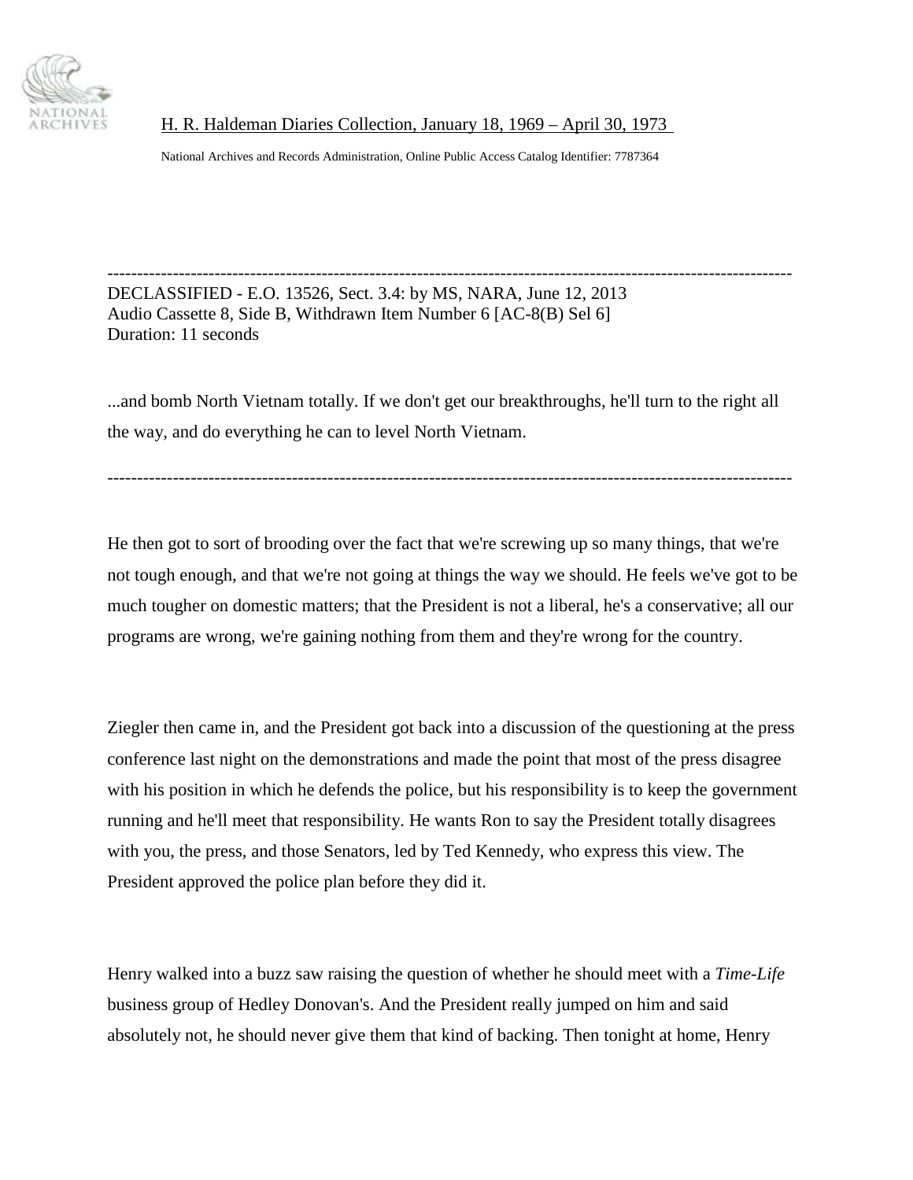---

DECLASSIFIED - E.O. 13526, Sect. 3.4: by MS, NARA, June 12, 2013
Audio Cassette 8, Side B, Withdrawn Item Number 6 [AC-8(B) Sel 6]
Duration: 11 seconds

...and bomb North Vietnam totally. If we don't get our breakthroughs, he'll turn to the right all the way, and do everything he can to level North Vietnam.

---

He then got to sort of brooding over the fact that we're screwing up so many things, that we're not tough enough, and that we're not going at things the way we should. He feels we've got to be much tougher on domestic matters; that the President is not a liberal, he's a conservative; all our programs are wrong, we're gaining nothing from them and they're wrong for the country.

Ziegler then came in, and the President got back into a discussion of the questioning at the press conference last night on the demonstrations and made the point that most of the press disagree with his position in which he defends the police, but his responsibility is to keep the government running and he'll meet that responsibility. He wants Ron to say the President totally disagrees with you, the press, and those Senators, led by Ted Kennedy, who express this view. The President approved the police plan before they did it.

Henry walked into a buzz saw raising the question of whether he should meet with a *Time-Life* business group of Hedley Donovan's. And the President really jumped on him and said absolutely not, he should never give them that kind of backing. Then tonight at home, Henry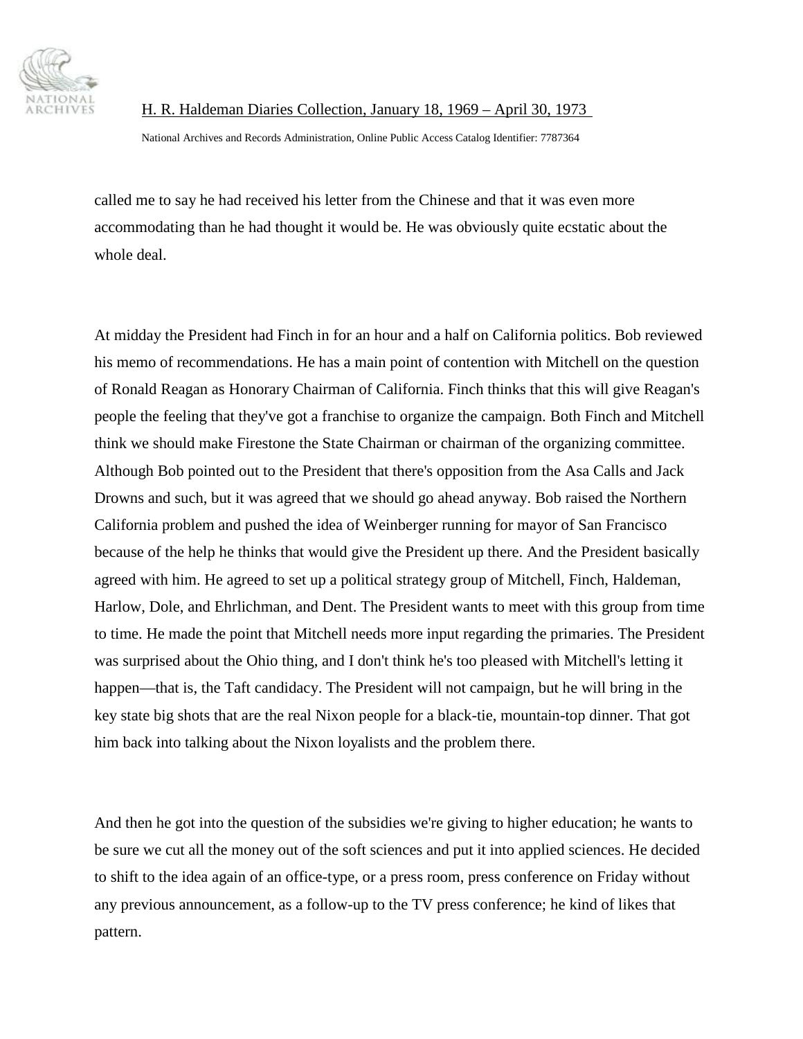called me to say he had received his letter from the Chinese and that it was even more accommodating than he had thought it would be. He was obviously quite ecstatic about the whole deal.

At midday the President had Finch in for an hour and a half on California politics. Bob reviewed his memo of recommendations. He has a main point of contention with Mitchell on the question of Ronald Reagan as Honorary Chairman of California. Finch thinks that this will give Reagan's people the feeling that they've got a franchise to organize the campaign. Both Finch and Mitchell think we should make Firestone the State Chairman or chairman of the organizing committee. Although Bob pointed out to the President that there's opposition from the Asa Calls and Jack Drowns and such, but it was agreed that we should go ahead anyway. Bob raised the Northern California problem and pushed the idea of Weinberger running for mayor of San Francisco because of the help he thinks that would give the President up there. And the President basically agreed with him. He agreed to set up a political strategy group of Mitchell, Finch, Haldeman, Harlow, Dole, and Ehrlichman, and Dent. The President wants to meet with this group from time to time. He made the point that Mitchell needs more input regarding the primaries. The President was surprised about the Ohio thing, and I don't think he's too pleased with Mitchell's letting it happen—that is, the Taft candidacy. The President will not campaign, but he will bring in the key state big shots that are the real Nixon people for a black-tie, mountain-top dinner. That got him back into talking about the Nixon loyalists and the problem there.

And then he got into the question of the subsidies we're giving to higher education; he wants to be sure we cut all the money out of the soft sciences and put it into applied sciences. He decided to shift to the idea again of an office-type, or a press room, press conference on Friday without any previous announcement, as a follow-up to the TV press conference; he kind of likes that pattern.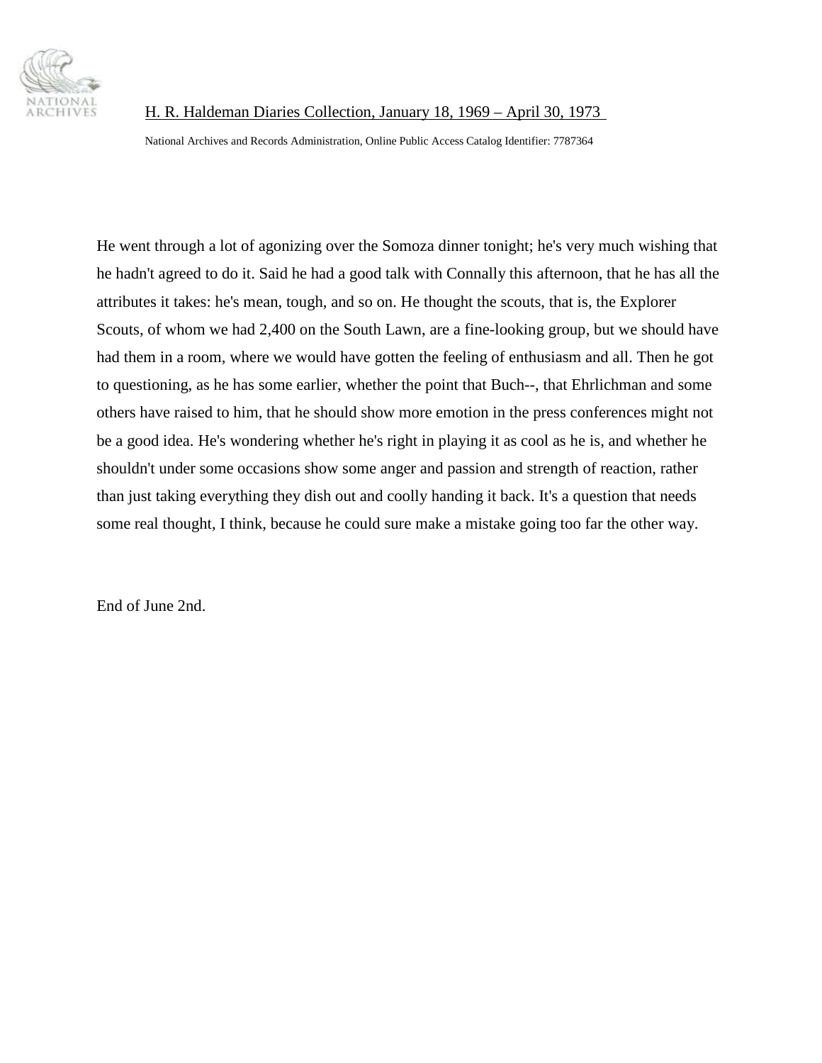He went through a lot of agonizing over the Somoza dinner tonight; he's very much wishing that he hadn't agreed to do it. Said he had a good talk with Connally this afternoon, that he has all the attributes it takes: he's mean, tough, and so on. He thought the scouts, that is, the Explorer Scouts, of whom we had 2,400 on the South Lawn, are a fine-looking group, but we should have had them in a room, where we would have gotten the feeling of enthusiasm and all. Then he got to questioning, as he has some earlier, whether the point that Buch--, that Ehrlichman and some others have raised to him, that he should show more emotion in the press conferences might not be a good idea. He's wondering whether he's right in playing it as cool as he is, and whether he shouldn't under some occasions show some anger and passion and strength of reaction, rather than just taking everything they dish out and coolly handing it back. It's a question that needs some real thought, I think, because he could sure make a mistake going too far the other way.

End of June 2nd.